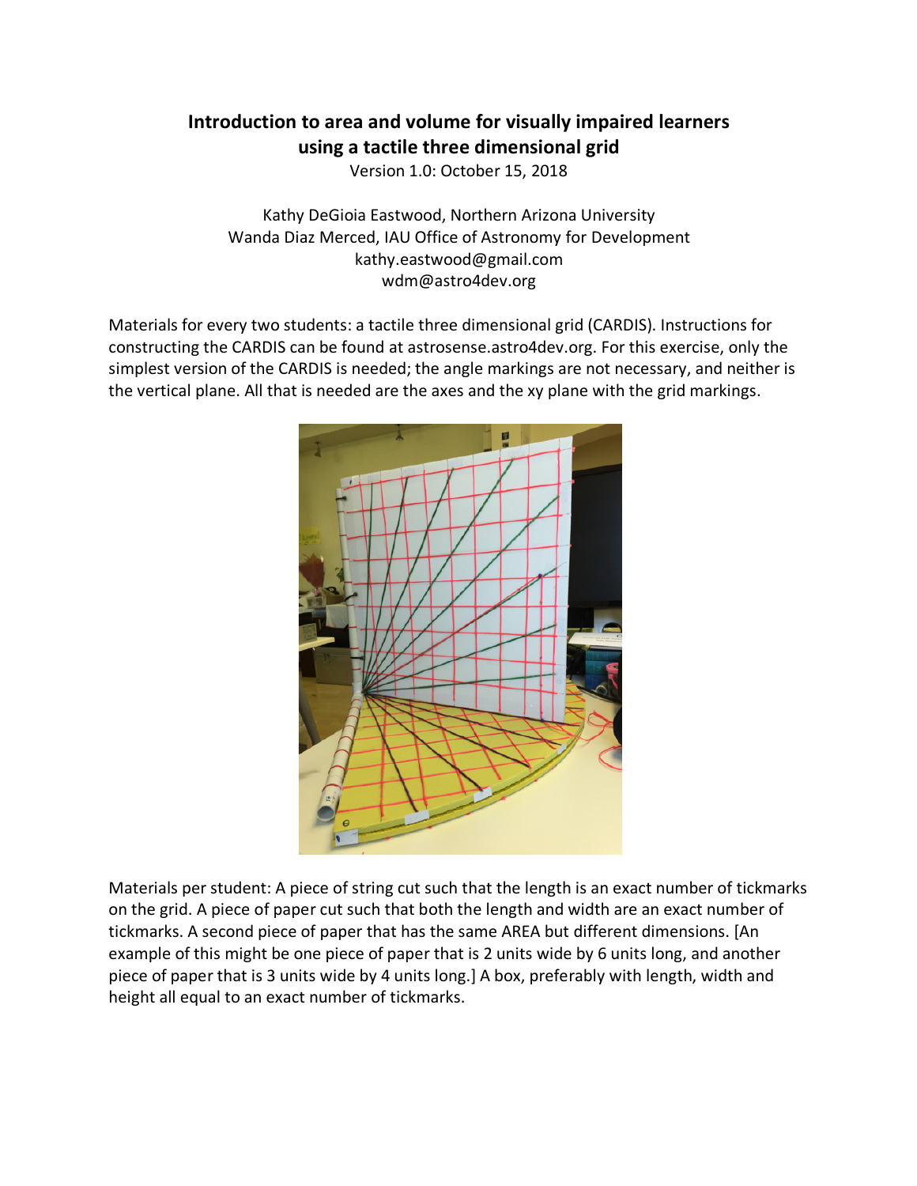# Introduction to area and volume for visually impaired learners using a tactile three dimensional grid

Version 1.0: October 15, 2018

Kathy DeGioia Eastwood, Northern Arizona University
Wanda Diaz Merced, IAU Office of Astronomy for Development
kathy.eastwood@gmail.com
wdm@astro4dev.org

Materials for every two students: a tactile three dimensional grid (CARDIS). Instructions for constructing the CARDIS can be found at astrosense.astro4dev.org. For this exercise, only the simplest version of the CARDIS is needed; the angle markings are not necessary, and neither is the vertical plane. All that is needed are the axes and the xy plane with the grid markings.

Materials per student: A piece of string cut such that the length is an exact number of tickmarks on the grid. A piece of paper cut such that both the length and width are an exact number of tickmarks. A second piece of paper that has the same AREA but different dimensions. [An example of this might be one piece of paper that is 2 units wide by 6 units long, and another piece of paper that is 3 units wide by 4 units long.] A box, preferably with length, width and height all equal to an exact number of tickmarks.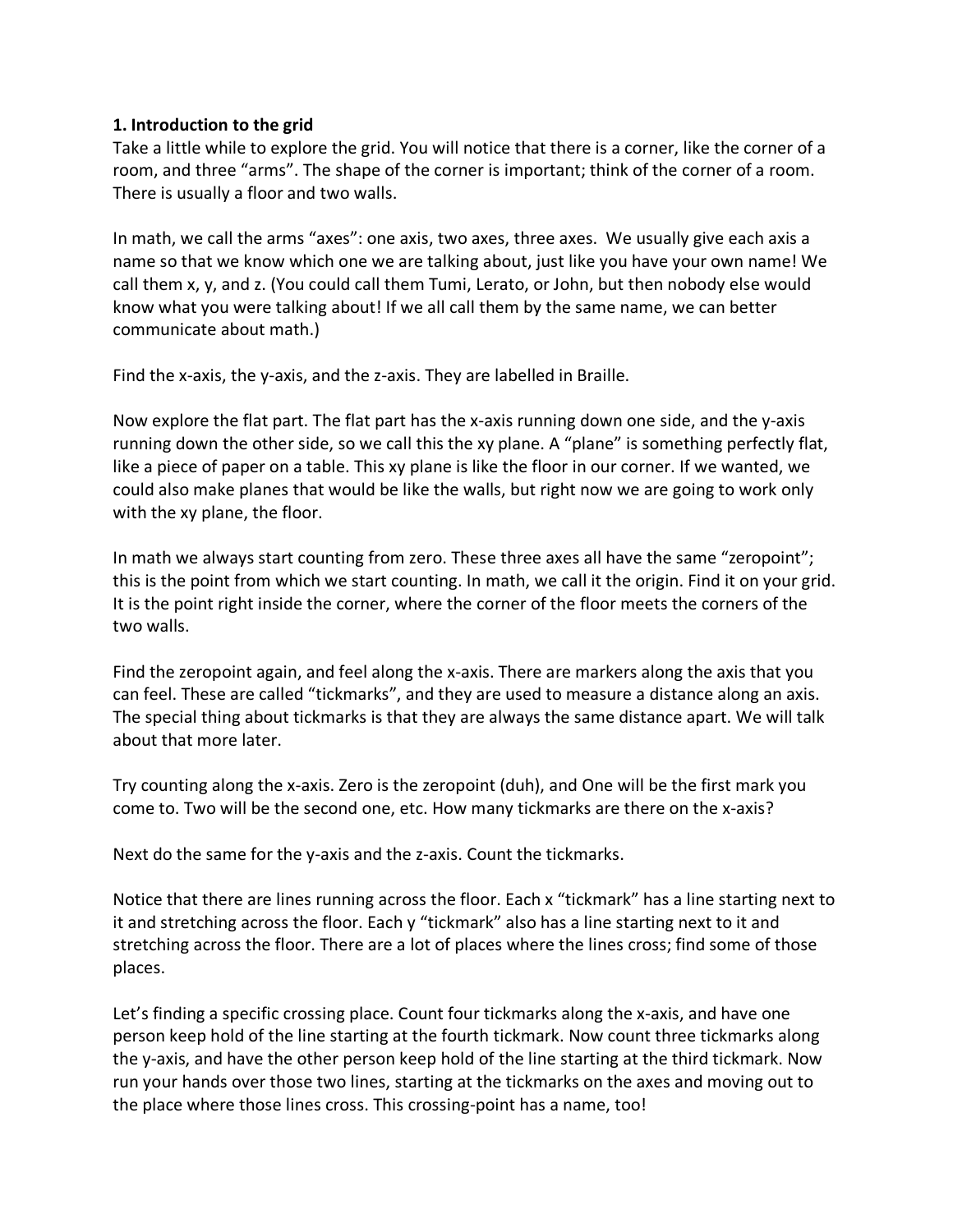**1. Introduction to the grid**

Take a little while to explore the grid. You will notice that there is a corner, like the corner of a room, and three "arms". The shape of the corner is important; think of the corner of a room. There is usually a floor and two walls.

In math, we call the arms "axes": one axis, two axes, three axes. We usually give each axis a name so that we know which one we are talking about, just like you have your own name! We call them x, y, and z. (You could call them Tumi, Lerato, or John, but then nobody else would know what you were talking about! If we all call them by the same name, we can better communicate about math.)

Find the x-axis, the y-axis, and the z-axis. They are labelled in Braille.

Now explore the flat part. The flat part has the x-axis running down one side, and the y-axis running down the other side, so we call this the xy plane. A "plane" is something perfectly flat, like a piece of paper on a table. This xy plane is like the floor in our corner. If we wanted, we could also make planes that would be like the walls, but right now we are going to work only with the xy plane, the floor.

In math we always start counting from zero. These three axes all have the same "zeropoint"; this is the point from which we start counting. In math, we call it the origin. Find it on your grid. It is the point right inside the corner, where the corner of the floor meets the corners of the two walls.

Find the zeropoint again, and feel along the x-axis. There are markers along the axis that you can feel. These are called "tickmarks", and they are used to measure a distance along an axis. The special thing about tickmarks is that they are always the same distance apart. We will talk about that more later.

Try counting along the x-axis. Zero is the zeropoint (duh), and One will be the first mark you come to. Two will be the second one, etc. How many tickmarks are there on the x-axis?

Next do the same for the y-axis and the z-axis. Count the tickmarks.

Notice that there are lines running across the floor. Each x "tickmark" has a line starting next to it and stretching across the floor. Each y "tickmark" also has a line starting next to it and stretching across the floor. There are a lot of places where the lines cross; find some of those places.

Let's finding a specific crossing place. Count four tickmarks along the x-axis, and have one person keep hold of the line starting at the fourth tickmark. Now count three tickmarks along the y-axis, and have the other person keep hold of the line starting at the third tickmark. Now run your hands over those two lines, starting at the tickmarks on the axes and moving out to the place where those lines cross. This crossing-point has a name, too!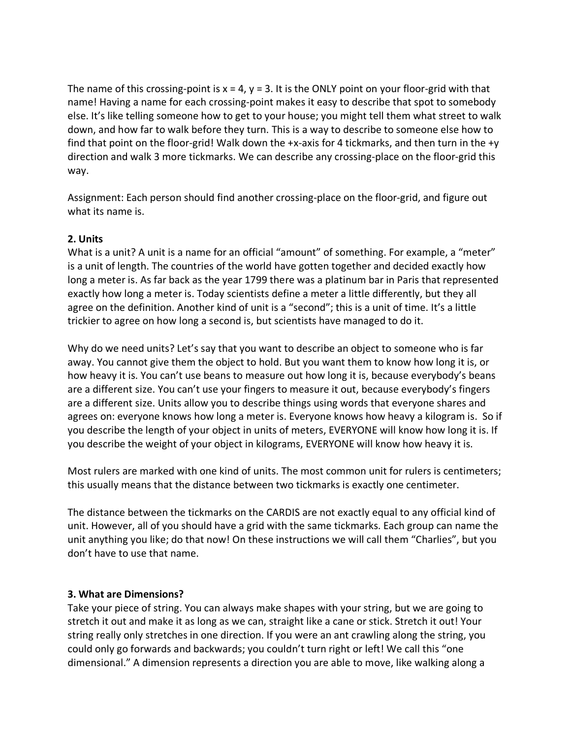The name of this crossing-point is $x = 4$, $y = 3$. It is the ONLY point on your floor-grid with that name! Having a name for each crossing-point makes it easy to describe that spot to somebody else. It's like telling someone how to get to your house; you might tell them what street to walk down, and how far to walk before they turn. This is a way to describe to someone else how to find that point on the floor-grid! Walk down the +x-axis for 4 tickmarks, and then turn in the +y direction and walk 3 more tickmarks. We can describe any crossing-place on the floor-grid this way.

Assignment: Each person should find another crossing-place on the floor-grid, and figure out what its name is.

**2. Units**

What is a unit? A unit is a name for an official "amount" of something. For example, a "meter" is a unit of length. The countries of the world have gotten together and decided exactly how long a meter is. As far back as the year 1799 there was a platinum bar in Paris that represented exactly how long a meter is. Today scientists define a meter a little differently, but they all agree on the definition. Another kind of unit is a "second"; this is a unit of time. It's a little trickier to agree on how long a second is, but scientists have managed to do it.

Why do we need units? Let's say that you want to describe an object to someone who is far away. You cannot give them the object to hold. But you want them to know how long it is, or how heavy it is. You can't use beans to measure out how long it is, because everybody's beans are a different size. You can't use your fingers to measure it out, because everybody's fingers are a different size. Units allow you to describe things using words that everyone shares and agrees on: everyone knows how long a meter is. Everyone knows how heavy a kilogram is. So if you describe the length of your object in units of meters, EVERYONE will know how long it is. If you describe the weight of your object in kilograms, EVERYONE will know how heavy it is.

Most rulers are marked with one kind of units. The most common unit for rulers is centimeters; this usually means that the distance between two tickmarks is exactly one centimeter.

The distance between the tickmarks on the CARDIS are not exactly equal to any official kind of unit. However, all of you should have a grid with the same tickmarks. Each group can name the unit anything you like; do that now! On these instructions we will call them "Charlies", but you don't have to use that name.

**3. What are Dimensions?**

Take your piece of string. You can always make shapes with your string, but we are going to stretch it out and make it as long as we can, straight like a cane or stick. Stretch it out! Your string really only stretches in one direction. If you were an ant crawling along the string, you could only go forwards and backwards; you couldn't turn right or left! We call this "one dimensional." A dimension represents a direction you are able to move, like walking along a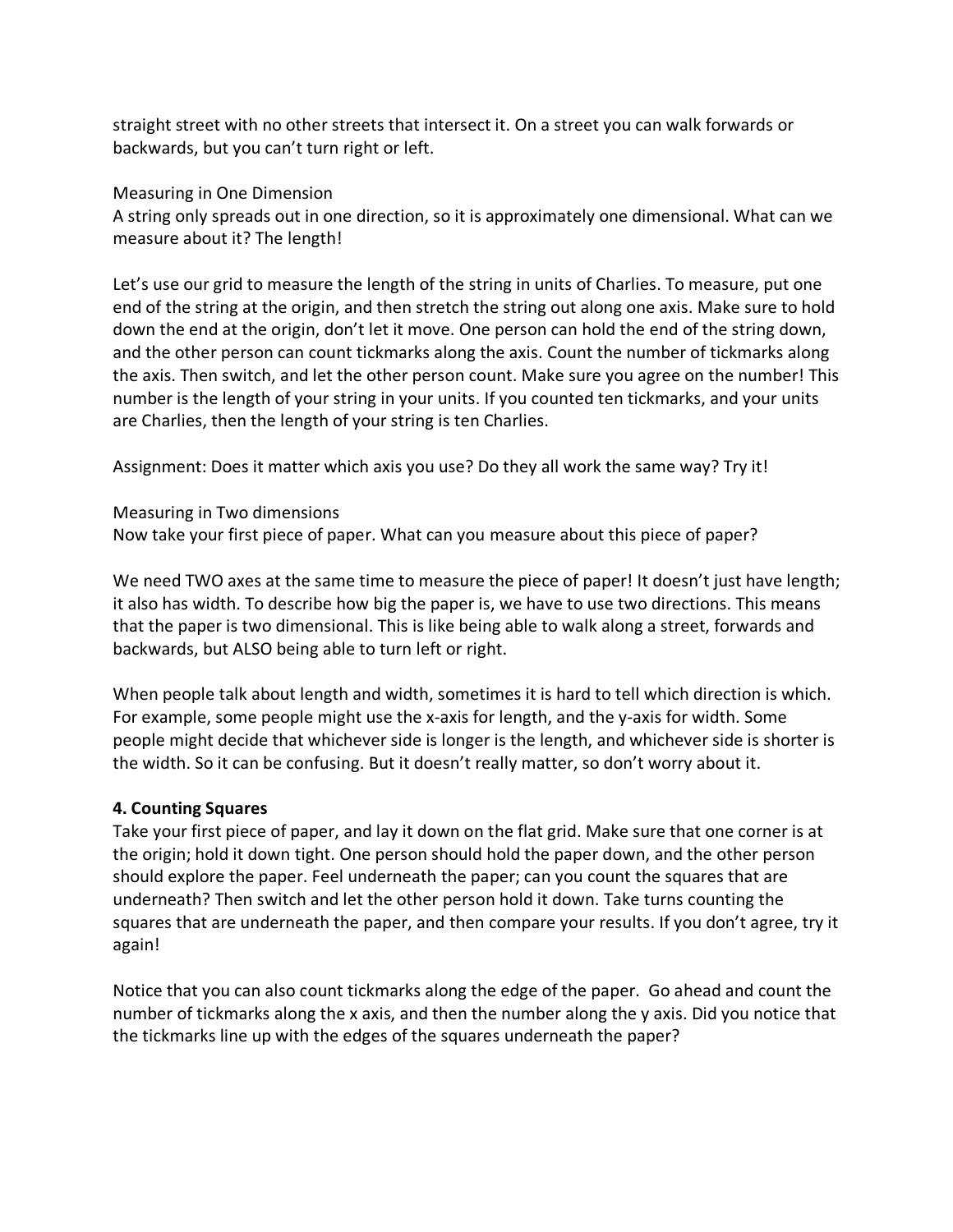straight street with no other streets that intersect it. On a street you can walk forwards or backwards, but you can't turn right or left.

Measuring in One Dimension

A string only spreads out in one direction, so it is approximately one dimensional. What can we measure about it? The length!

Let's use our grid to measure the length of the string in units of Charlies. To measure, put one end of the string at the origin, and then stretch the string out along one axis. Make sure to hold down the end at the origin, don't let it move. One person can hold the end of the string down, and the other person can count tickmarks along the axis. Count the number of tickmarks along the axis. Then switch, and let the other person count. Make sure you agree on the number! This number is the length of your string in your units. If you counted ten tickmarks, and your units are Charlies, then the length of your string is ten Charlies.

Assignment: Does it matter which axis you use? Do they all work the same way? Try it!

Measuring in Two dimensions

Now take your first piece of paper. What can you measure about this piece of paper?

We need TWO axes at the same time to measure the piece of paper! It doesn't just have length; it also has width. To describe how big the paper is, we have to use two directions. This means that the paper is two dimensional. This is like being able to walk along a street, forwards and backwards, but ALSO being able to turn left or right.

When people talk about length and width, sometimes it is hard to tell which direction is which. For example, some people might use the x-axis for length, and the y-axis for width. Some people might decide that whichever side is longer is the length, and whichever side is shorter is the width. So it can be confusing. But it doesn't really matter, so don't worry about it.

**4. Counting Squares**

Take your first piece of paper, and lay it down on the flat grid. Make sure that one corner is at the origin; hold it down tight. One person should hold the paper down, and the other person should explore the paper. Feel underneath the paper; can you count the squares that are underneath? Then switch and let the other person hold it down. Take turns counting the squares that are underneath the paper, and then compare your results. If you don't agree, try it again!

Notice that you can also count tickmarks along the edge of the paper. Go ahead and count the number of tickmarks along the x axis, and then the number along the y axis. Did you notice that the tickmarks line up with the edges of the squares underneath the paper?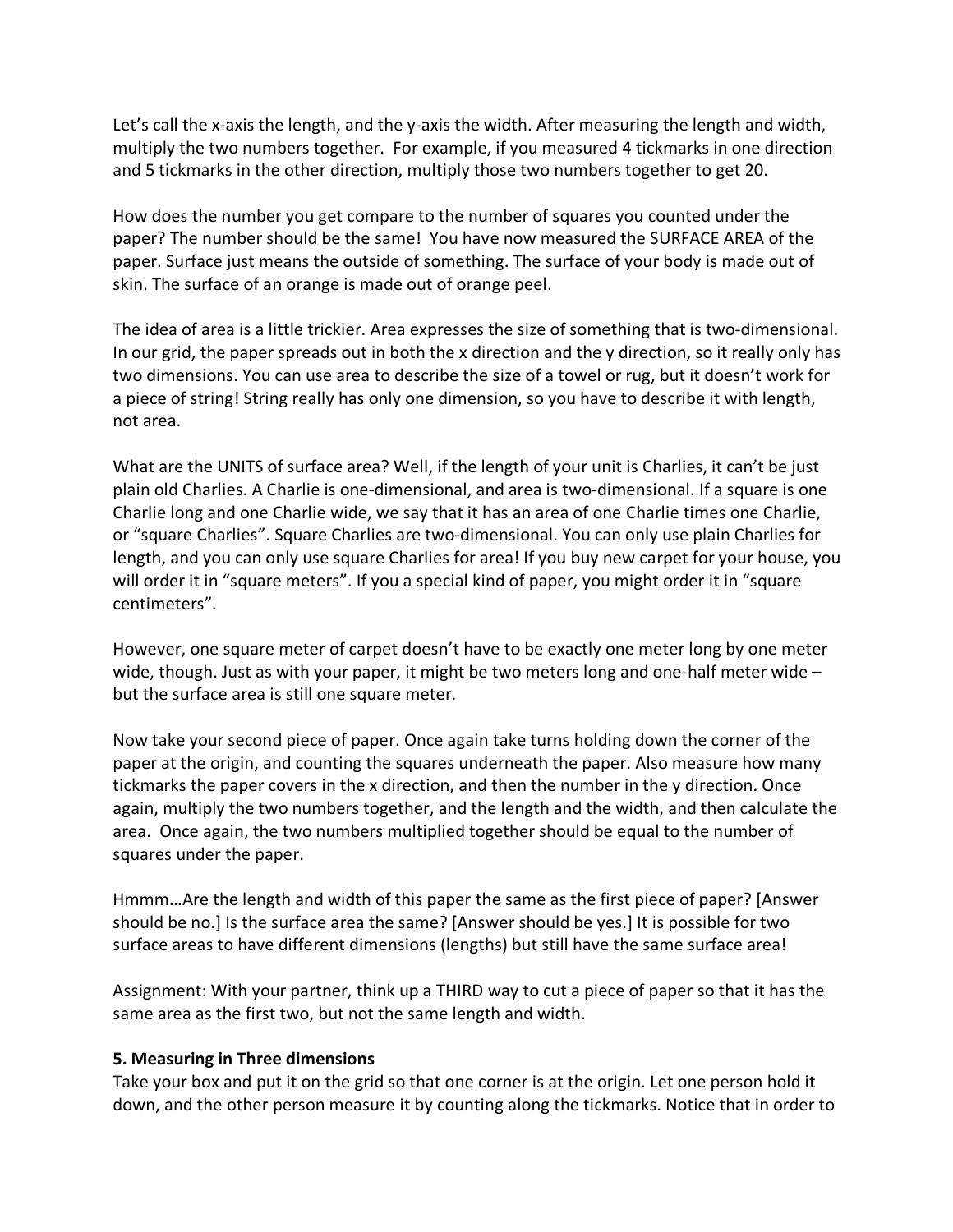Let's call the x-axis the length, and the y-axis the width. After measuring the length and width, multiply the two numbers together. For example, if you measured 4 tickmarks in one direction and 5 tickmarks in the other direction, multiply those two numbers together to get 20.

How does the number you get compare to the number of squares you counted under the paper? The number should be the same! You have now measured the SURFACE AREA of the paper. Surface just means the outside of something. The surface of your body is made out of skin. The surface of an orange is made out of orange peel.

The idea of area is a little trickier. Area expresses the size of something that is two-dimensional. In our grid, the paper spreads out in both the x direction and the y direction, so it really only has two dimensions. You can use area to describe the size of a towel or rug, but it doesn't work for a piece of string! String really has only one dimension, so you have to describe it with length, not area.

What are the UNITS of surface area? Well, if the length of your unit is Charlies, it can't be just plain old Charlies. A Charlie is one-dimensional, and area is two-dimensional. If a square is one Charlie long and one Charlie wide, we say that it has an area of one Charlie times one Charlie, or "square Charlies". Square Charlies are two-dimensional. You can only use plain Charlies for length, and you can only use square Charlies for area! If you buy new carpet for your house, you will order it in "square meters". If you a special kind of paper, you might order it in "square centimeters".

However, one square meter of carpet doesn't have to be exactly one meter long by one meter wide, though. Just as with your paper, it might be two meters long and one-half meter wide – but the surface area is still one square meter.

Now take your second piece of paper. Once again take turns holding down the corner of the paper at the origin, and counting the squares underneath the paper. Also measure how many tickmarks the paper covers in the x direction, and then the number in the y direction. Once again, multiply the two numbers together, and the length and the width, and then calculate the area. Once again, the two numbers multiplied together should be equal to the number of squares under the paper.

Hmmm…Are the length and width of this paper the same as the first piece of paper? [Answer should be no.] Is the surface area the same? [Answer should be yes.] It is possible for two surface areas to have different dimensions (lengths) but still have the same surface area!

Assignment: With your partner, think up a THIRD way to cut a piece of paper so that it has the same area as the first two, but not the same length and width.

**5. Measuring in Three dimensions**

Take your box and put it on the grid so that one corner is at the origin. Let one person hold it down, and the other person measure it by counting along the tickmarks. Notice that in order to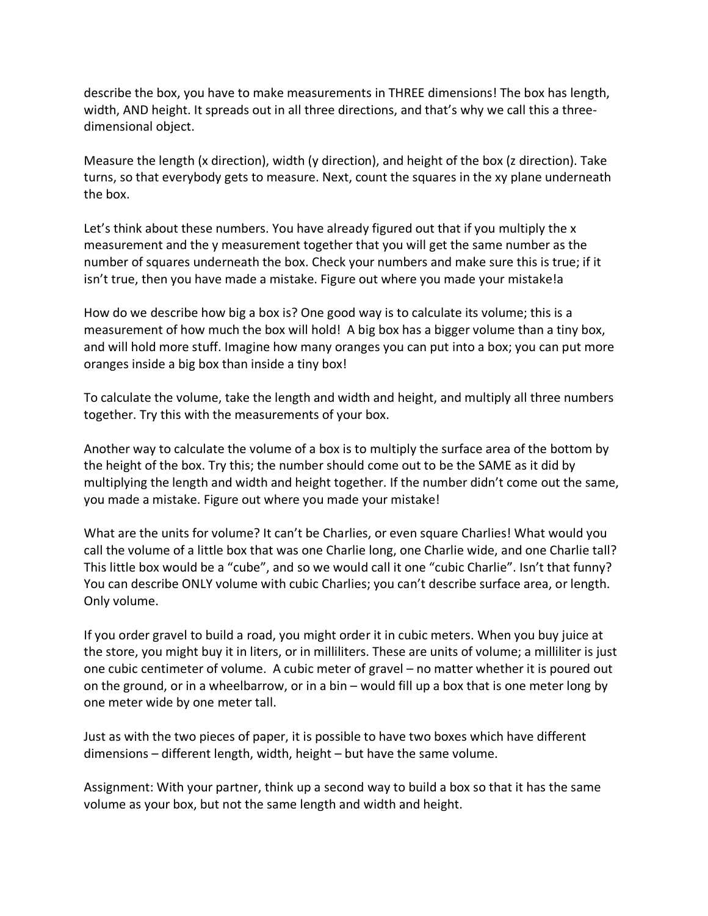describe the box, you have to make measurements in THREE dimensions! The box has length, width, AND height. It spreads out in all three directions, and that's why we call this a three-dimensional object.

Measure the length (x direction), width (y direction), and height of the box (z direction). Take turns, so that everybody gets to measure. Next, count the squares in the xy plane underneath the box.

Let's think about these numbers. You have already figured out that if you multiply the x measurement and the y measurement together that you will get the same number as the number of squares underneath the box. Check your numbers and make sure this is true; if it isn't true, then you have made a mistake. Figure out where you made your mistake!a

How do we describe how big a box is? One good way is to calculate its volume; this is a measurement of how much the box will hold! A big box has a bigger volume than a tiny box, and will hold more stuff. Imagine how many oranges you can put into a box; you can put more oranges inside a big box than inside a tiny box!

To calculate the volume, take the length and width and height, and multiply all three numbers together. Try this with the measurements of your box.

Another way to calculate the volume of a box is to multiply the surface area of the bottom by the height of the box. Try this; the number should come out to be the SAME as it did by multiplying the length and width and height together. If the number didn't come out the same, you made a mistake. Figure out where you made your mistake!

What are the units for volume? It can't be Charlies, or even square Charlies! What would you call the volume of a little box that was one Charlie long, one Charlie wide, and one Charlie tall? This little box would be a "cube", and so we would call it one "cubic Charlie". Isn't that funny? You can describe ONLY volume with cubic Charlies; you can't describe surface area, or length. Only volume.

If you order gravel to build a road, you might order it in cubic meters. When you buy juice at the store, you might buy it in liters, or in milliliters. These are units of volume; a milliliter is just one cubic centimeter of volume. A cubic meter of gravel – no matter whether it is poured out on the ground, or in a wheelbarrow, or in a bin – would fill up a box that is one meter long by one meter wide by one meter tall.

Just as with the two pieces of paper, it is possible to have two boxes which have different dimensions – different length, width, height – but have the same volume.

Assignment: With your partner, think up a second way to build a box so that it has the same volume as your box, but not the same length and width and height.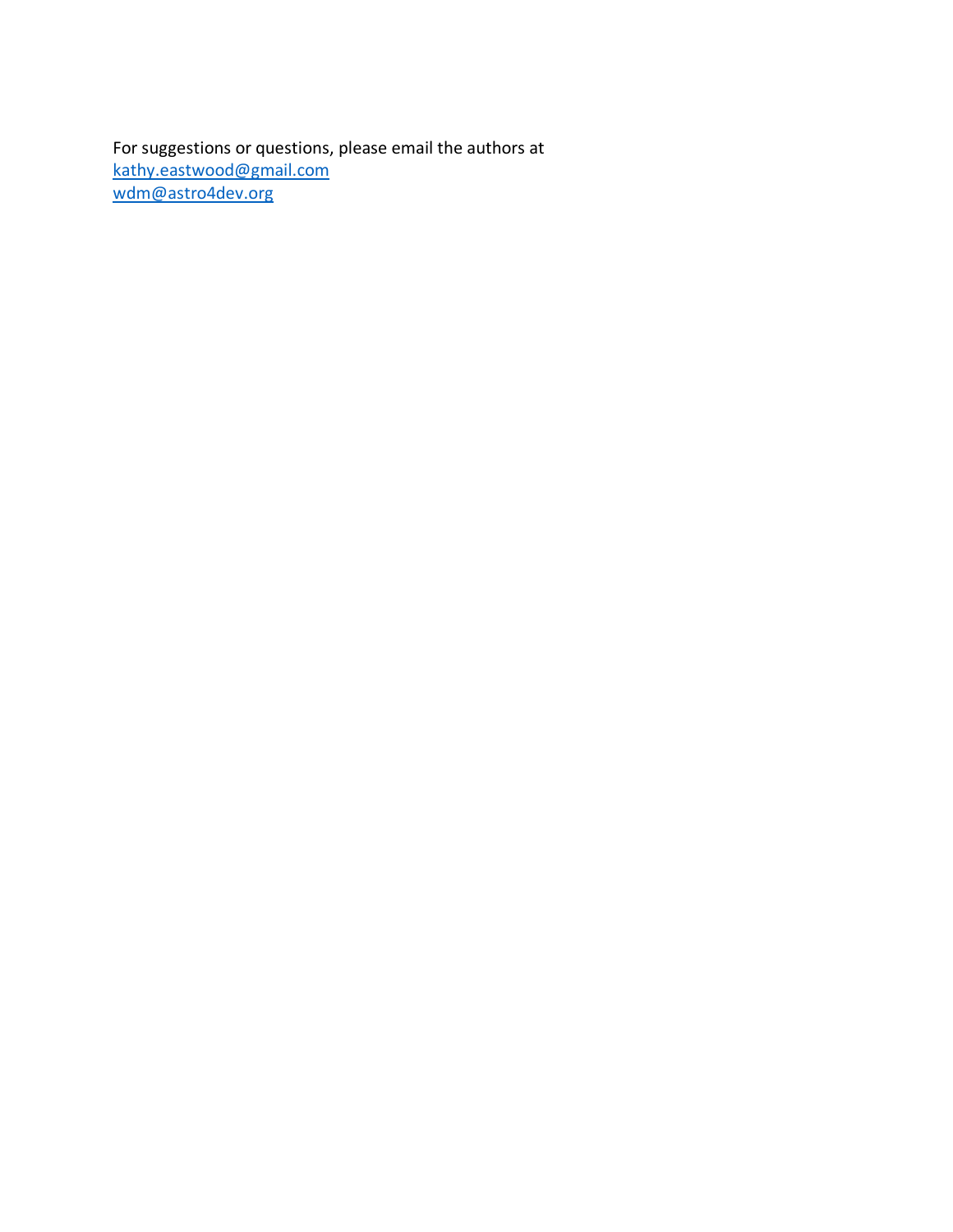For suggestions or questions, please email the authors at
kathy.eastwood@gmail.com
wdm@astro4dev.org